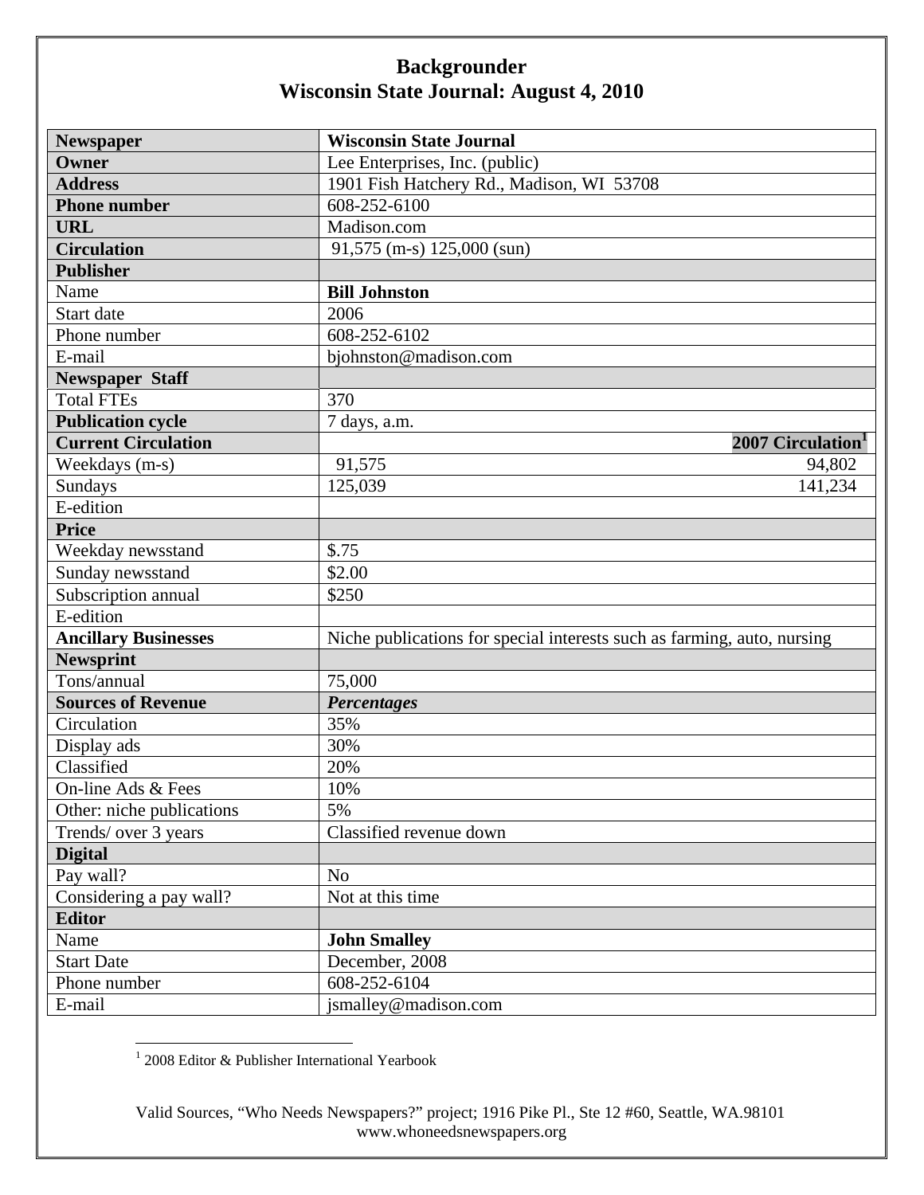# Backgrounder
## Wisconsin State Journal: August 4, 2010

| | | |
|---|---|---|
| **Newspaper** | **Wisconsin State Journal** | |
| **Owner** | Lee Enterprises, Inc. (public) | |
| **Address** | 1901 Fish Hatchery Rd., Madison, WI 53708 | |
| **Phone number** | 608-252-6100 | |
| **URL** | Madison.com | |
| **Circulation** | 91,575 (m-s) 125,000 (sun) | |
| **Publisher** | | |
| Name | **Bill Johnston** | |
| Start date | 2006 | |
| Phone number | 608-252-6102 | |
| E-mail | bjohnston@madison.com | |
| **Newspaper Staff** | | |
| Total FTEs | 370 | |
| **Publication cycle** | 7 days, a.m. | |
| **Current Circulation** | | **2007 Circulation[1]** |
| Weekdays (m-s) | 91,575 | 94,802 |
| Sundays | 125,039 | 141,234 |
| E-edition | | |
| **Price** | | |
| Weekday newsstand | $.75 | |
| Sunday newsstand | $2.00 | |
| Subscription annual | $250 | |
| E-edition | | |
| **Ancillary Businesses** | Niche publications for special interests such as farming, auto, nursing | |
| **Newsprint** | | |
| Tons/annual | 75,000 | |
| **Sources of Revenue** | ***Percentages*** | |
| Circulation | 35% | |
| Display ads | 30% | |
| Classified | 20% | |
| On-line Ads & Fees | 10% | |
| Other: niche publications | 5% | |
| Trends/ over 3 years | Classified revenue down | |
| **Digital** | | |
| Pay wall? | No | |
| Considering a pay wall? | Not at this time | |
| **Editor** | | |
| Name | **John Smalley** | |
| Start Date | December, 2008 | |
| Phone number | 608-252-6104 | |
| E-mail | jsmalley@madison.com | |

[1] 2008 Editor & Publisher International Yearbook

Valid Sources, "Who Needs Newspapers?" project; 1916 Pike Pl., Ste 12 #60, Seattle, WA.98101
www.whoneedsnewspapers.org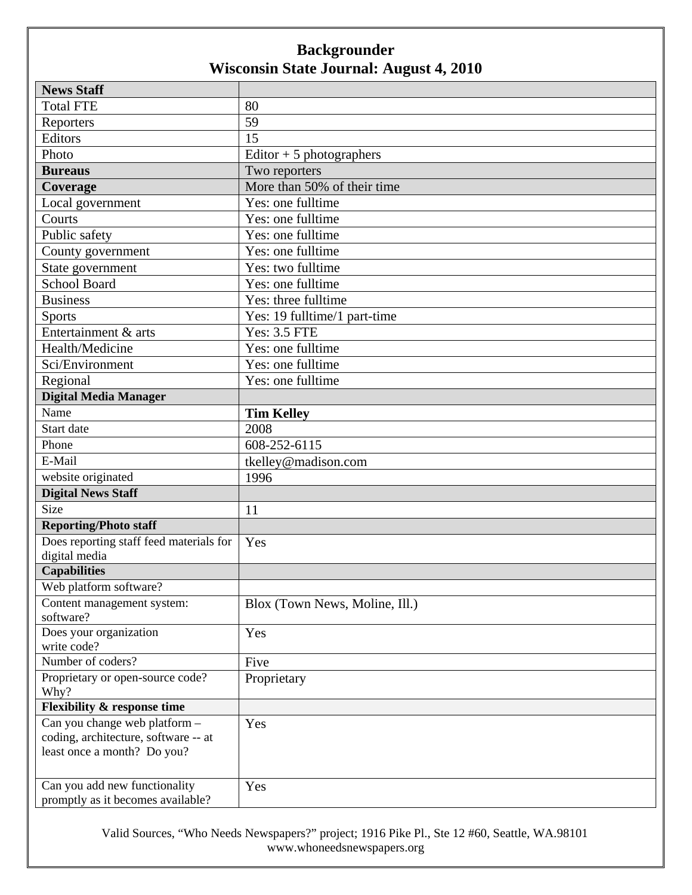# Backgrounder
## Wisconsin State Journal: August 4, 2010

| **News Staff** | |
|---|---|
| Total FTE | 80 |
| Reporters | 59 |
| Editors | 15 |
| Photo | Editor + 5 photographers |
| **Bureaus** | Two reporters |
| **Coverage** | More than 50% of their time |
| Local government | Yes: one fulltime |
| Courts | Yes: one fulltime |
| Public safety | Yes: one fulltime |
| County government | Yes: one fulltime |
| State government | Yes: two fulltime |
| School Board | Yes: one fulltime |
| Business | Yes: three fulltime |
| Sports | Yes: 19 fulltime/1 part-time |
| Entertainment & arts | Yes: 3.5 FTE |
| Health/Medicine | Yes: one fulltime |
| Sci/Environment | Yes: one fulltime |
| Regional | Yes: one fulltime |
| **Digital Media Manager** | |
| Name | **Tim Kelley** |
| Start date | 2008 |
| Phone | 608-252-6115 |
| E-Mail | tkelley@madison.com |
| website originated | 1996 |
| **Digital News Staff** | |
| Size | 11 |
| **Reporting/Photo staff** | |
| Does reporting staff feed materials for digital media | Yes |
| **Capabilities** | |
| Web platform software? | |
| Content management system: software? | Blox (Town News, Moline, Ill.) |
| Does your organization write code? | Yes |
| Number of coders? | Five |
| Proprietary or open-source code? Why? | Proprietary |
| **Flexibility & response time** | |
| Can you change web platform – coding, architecture, software -- at least once a month? Do you? | Yes |
| Can you add new functionality promptly as it becomes available? | Yes |

Valid Sources, "Who Needs Newspapers?" project; 1916 Pike Pl., Ste 12 #60, Seattle, WA.98101
www.whoneedsnewspapers.org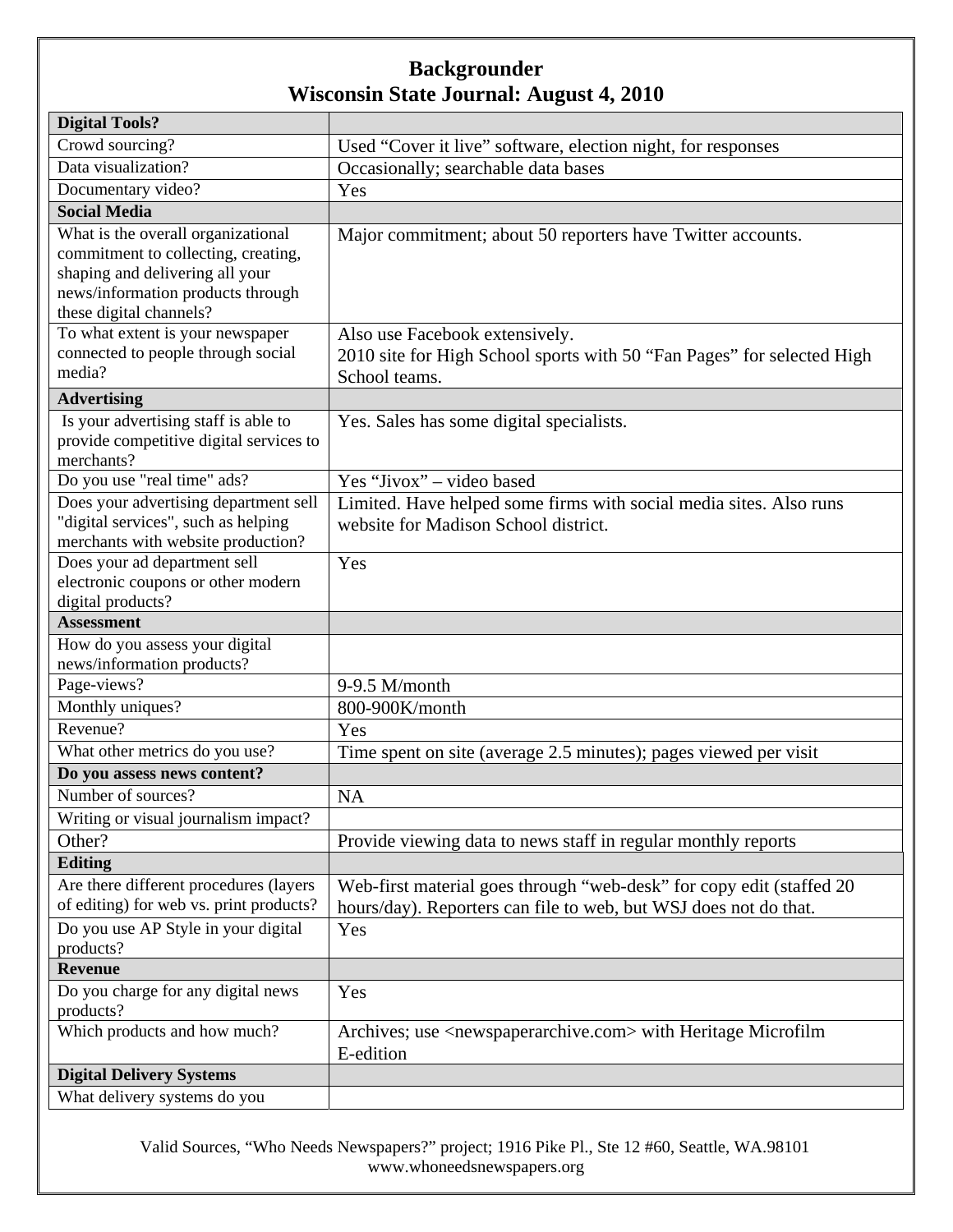# Backgrounder
## Wisconsin State Journal: August 4, 2010

| | |
|---|---|
| **Digital Tools?** | |
| Crowd sourcing? | Used "Cover it live" software, election night, for responses |
| Data visualization? | Occasionally; searchable data bases |
| Documentary video? | Yes |
| **Social Media** | |
| What is the overall organizational commitment to collecting, creating, shaping and delivering all your news/information products through these digital channels? | Major commitment; about 50 reporters have Twitter accounts. |
| To what extent is your newspaper connected to people through social media? | Also use Facebook extensively.<br>2010 site for High School sports with 50 "Fan Pages" for selected High School teams. |
| **Advertising** | |
| Is your advertising staff is able to provide competitive digital services to merchants? | Yes. Sales has some digital specialists. |
| Do you use "real time" ads? | Yes "Jivox" – video based |
| Does your advertising department sell "digital services", such as helping merchants with website production? | Limited. Have helped some firms with social media sites. Also runs website for Madison School district. |
| Does your ad department sell electronic coupons or other modern digital products? | Yes |
| **Assessment** | |
| How do you assess your digital news/information products? | |
| Page-views? | 9-9.5 M/month |
| Monthly uniques? | 800-900K/month |
| Revenue? | Yes |
| What other metrics do you use? | Time spent on site (average 2.5 minutes); pages viewed per visit |
| **Do you assess news content?** | |
| Number of sources? | NA |
| Writing or visual journalism impact? | |
| Other? | Provide viewing data to news staff in regular monthly reports |
| **Editing** | |
| Are there different procedures (layers of editing) for web vs. print products? | Web-first material goes through "web-desk" for copy edit (staffed 20 hours/day). Reporters can file to web, but WSJ does not do that. |
| Do you use AP Style in your digital products? | Yes |
| **Revenue** | |
| Do you charge for any digital news products? | Yes |
| Which products and how much? | Archives; use <newspaperarchive.com> with Heritage Microfilm<br>E-edition |
| **Digital Delivery Systems** | |
| What delivery systems do you | |

Valid Sources, "Who Needs Newspapers?" project; 1916 Pike Pl., Ste 12 #60, Seattle, WA.98101
www.whoneedsnewspapers.org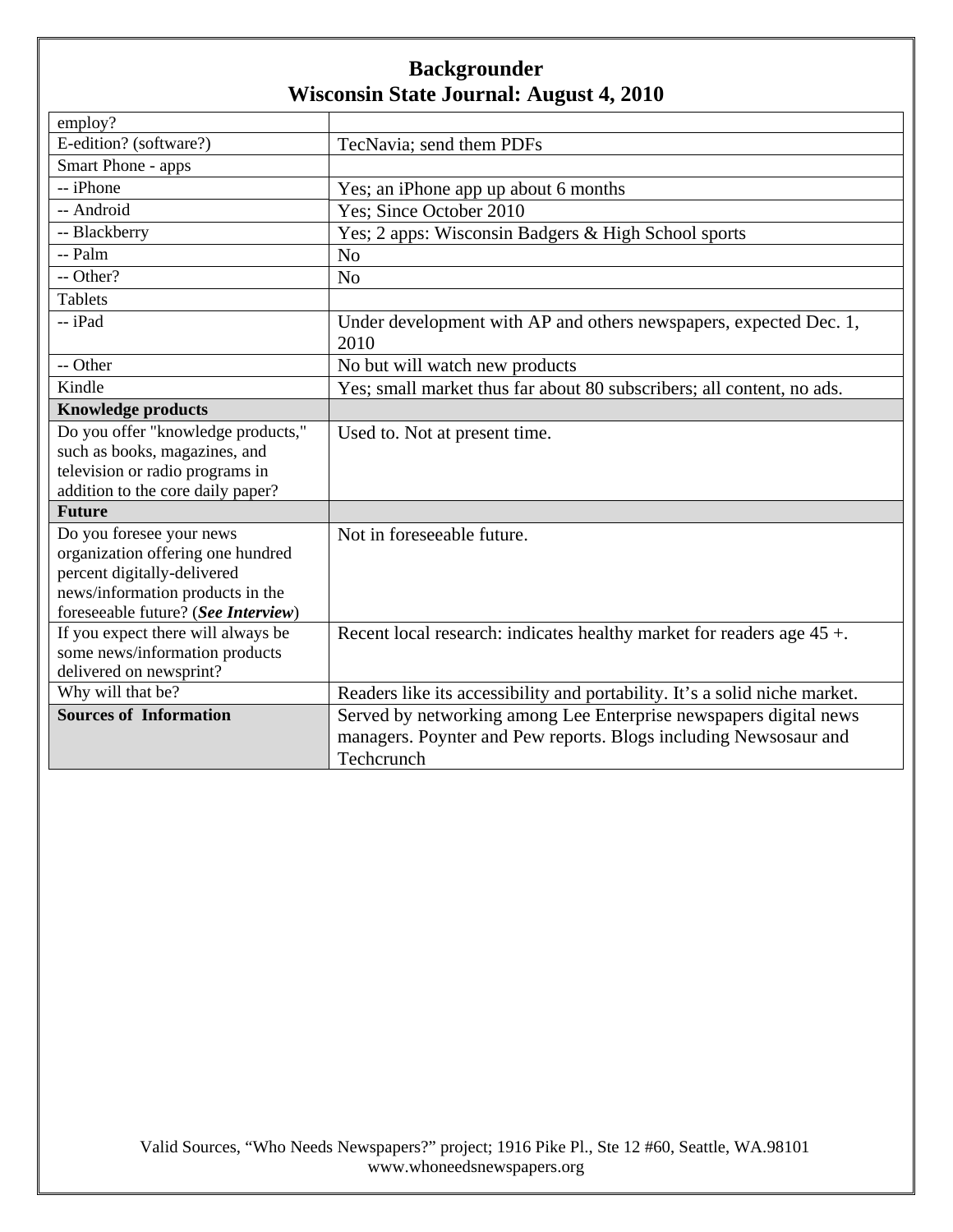# Backgrounder
## Wisconsin State Journal: August 4, 2010

| | |
|---|---|
| employ? | |
| E-edition? (software?) | TecNavia; send them PDFs |
| Smart Phone - apps | |
| -- iPhone | Yes; an iPhone app up about 6 months |
| -- Android | Yes; Since October 2010 |
| -- Blackberry | Yes; 2 apps: Wisconsin Badgers & High School sports |
| -- Palm | No |
| -- Other? | No |
| Tablets | |
| -- iPad | Under development with AP and others newspapers, expected Dec. 1, 2010 |
| -- Other | No but will watch new products |
| Kindle | Yes; small market thus far about 80 subscribers; all content, no ads. |
| **Knowledge products** | |
| Do you offer "knowledge products," such as books, magazines, and television or radio programs in addition to the core daily paper? | Used to. Not at present time. |
| **Future** | |
| Do you foresee your news organization offering one hundred percent digitally-delivered news/information products in the foreseeable future? (***See Interview***) | Not in foreseeable future. |
| If you expect there will always be some news/information products delivered on newsprint? | Recent local research: indicates healthy market for readers age 45 +. |
| Why will that be? | Readers like its accessibility and portability. It's a solid niche market. |
| **Sources of Information** | Served by networking among Lee Enterprise newspapers digital news managers. Poynter and Pew reports. Blogs including Newsosaur and Techcrunch |

Valid Sources, "Who Needs Newspapers?" project; 1916 Pike Pl., Ste 12 #60, Seattle, WA.98101
www.whoneedsnewspapers.org